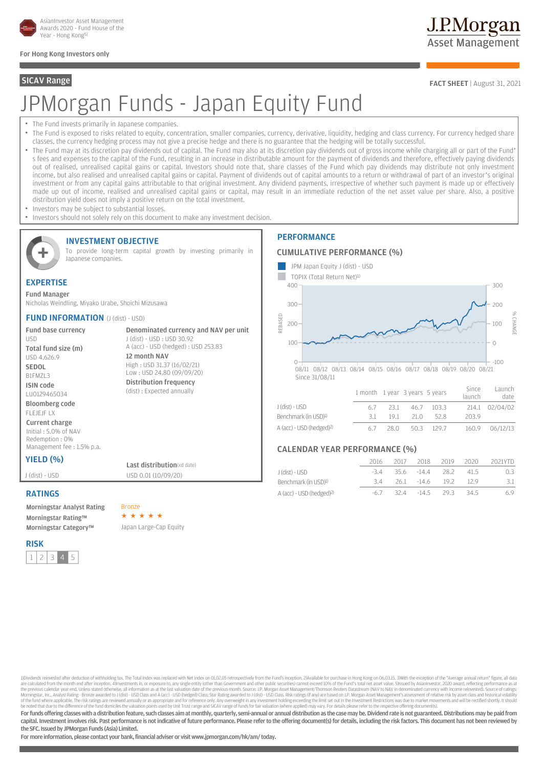AsianInvestor Asset Management Awards 2020 - Fund House of the Year - Hong Kong[5]

For Hong Kong Investors only

J.P.Morgan Asset Management

**SICAV Range**

**FACT SHEET** | August 31, 2021

# JPMorgan Funds - Japan Equity Fund

- The Fund invests primarily in Japanese companies.
- The Fund is exposed to risks related to equity, concentration, smaller companies, currency, derivative, liquidity, hedging and class currency. For currency hedged share classes, the currency hedging process may not give a precise hedge and there is no guarantee that the hedging will be totally successful.
- The Fund may at its discretion pay dividends out of capital. The Fund may also at its discretion pay dividends out of gross income while charging all or part of the Fund's fees and expenses to the capital of the Fund, resulting in an increase in distributable amount for the payment of dividends and therefore, effectively paying dividends out of realised, unrealised capital gains or capital. Investors should note that, share classes of the Fund which pay dividends may distribute not only investment income, but also realised and unrealised capital gains or capital. Payment of dividends out of capital amounts to a return or withdrawal of part of an investor's original investment or from any capital gains attributable to that original investment. Any dividend payments, irrespective of whether such payment is made up or effectively made up out of income, realised and unrealised capital gains or capital, may result in an immediate reduction of the net asset value per share. Also, a positive distribution yield does not imply a positive return on the total investment.
- Investors may be subject to substantial losses.
- Investors should not solely rely on this document to make any investment decision.

## INVESTMENT OBJECTIVE

To provide long-term capital growth by investing primarily in Japanese companies.

## EXPERTISE

**Fund Manager**
Nicholas Weindling, Miyako Urabe, Shoichi Mizusawa

## FUND INFORMATION (J (dist) - USD)

**Fund base currency**
USD

**Total fund size (m)**
USD 4,626.9

**SEDOL**
B1FMZL3

**ISIN code**
LU0129465034

**Bloomberg code**
FLEJEJF LX

**Current charge**
Initial : 5.0% of NAV
Redemption : 0%
Management fee : 1.5% p.a.

**Denominated currency and NAV per unit**
J (dist) - USD : USD 30.92
A (acc) - USD (hedged) : USD 253.83

**12 month NAV**
High : USD 31.37 (16/02/21)
Low : USD 24.80 (09/09/20)

**Distribution frequency**
(dist) : Expected annually

## YIELD (%)

| | Last distribution(xd date) |
|---|---|
| J (dist) - USD | USD 0.01 (10/09/20) |

## RATINGS

| | |
|---|---|
| **Morningstar Analyst Rating** | Bronze |
| **Morningstar Rating™** | ★★★★★ |
| **Morningstar Category™** | Japan Large-Cap Equity |

## RISK

1 | 2 | 3 | **4** | 5

## PERFORMANCE

### CUMULATIVE PERFORMANCE (%)

JPM Japan Equity J (dist) - USD
TOPIX (Total Return Net)[1]

Since 31/08/11

| | 1 month | 1 year | 3 years | 5 years | Since launch | Launch date |
|---|---|---|---|---|---|---|
| J (dist) - USD | 6.7 | 23.1 | 46.7 | 103.3 | 214.1 | 02/04/02 |
| Benchmark (in USD)[1] | 3.1 | 19.1 | 21.0 | 52.8 | 203.9 | |
| A (acc) - USD (hedged)[2] | 6.7 | 28.0 | 50.3 | 129.7 | 160.9 | 06/12/13 |

### CALENDAR YEAR PERFORMANCE (%)

| | 2016 | 2017 | 2018 | 2019 | 2020 | 2021YTD |
|---|---|---|---|---|---|---|
| J (dist) - USD | -3.4 | 35.6 | -14.4 | 28.2 | 41.5 | 0.3 |
| Benchmark (in USD)[1] | 3.4 | 26.1 | -14.6 | 19.2 | 12.9 | 3.1 |
| A (acc) - USD (hedged)[2] | -6.7 | 32.4 | -14.5 | 29.3 | 34.5 | 6.9 |

1)Dividends reinvested after deduction of withholding tax. The Total Index was replaced with Net Index on 01.02.05 retrospectively from the Fund's inception. 2)Available for purchase in Hong Kong on 06.03.15. 3)With the exception of the "Average annual return" figure, all data are calculated from the month end after inception. 4)Investments in, or exposure to, any single entity (other than Government and other public securities) cannot exceed 10% of the Fund's total net asset value. 5)Issued by AsianInvestor, 2020 award, reflecting performance as at the previous calendar year end. Unless stated otherwise, all information as at the last valuation date of the previous month. Source: J.P. Morgan Asset Management/Thomson Reuters Datastream (NAV to NAV in denominated currency with income reinvested). Source of ratings: Morningstar, Inc., Analyst Rating - Bronze awarded to J (dist) - USD Class and A (acc) - USD (hedged) Class; Star Rating awarded to J (dist) - USD Class. Risk ratings (if any) are based on J.P. Morgan Asset Management's assessment of relative risk by asset class and historical volatility of the fund where applicable. The risk ratings are reviewed annually or as appropriate and for reference only. Any overweight in any investment holding exceeding the limit set out in the Investment Restrictions was due to market movements and will be rectified shortly. It should be noted that due to the difference of the fund domiciles the valuation points used by Unit Trust range and SICAV range of funds for fair valuation (where applied) may vary. For details please refer to the respective offering document(s).

**For funds offering classes with a distribution feature, such classes aim at monthly, quarterly, semi-annual or annual distribution as the case may be. Dividend rate is not guaranteed. Distributions may be paid from capital. Investment involves risk. Past performance is not indicative of future performance. Please refer to the offering document(s) for details, including the risk factors. This document has not been reviewed by the SFC. Issued by JPMorgan Funds (Asia) Limited.**

**For more information, please contact your bank, financial adviser or visit www.jpmorgan.com/hk/am/ today.**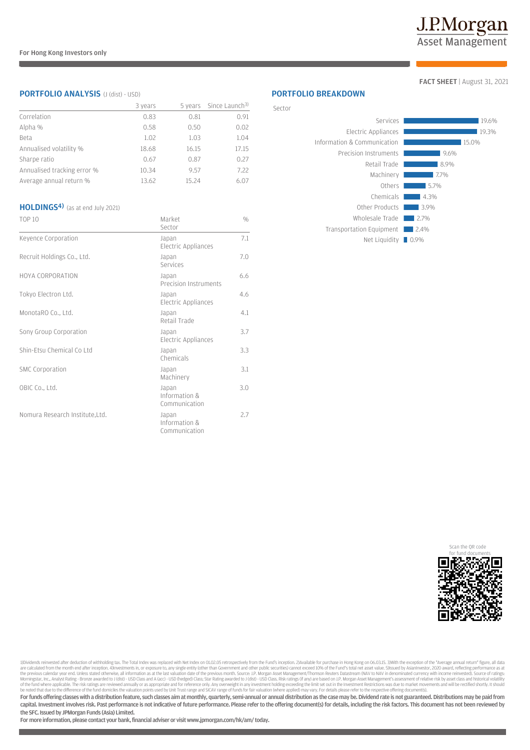For Hong Kong Investors only

FACT SHEET | August 31, 2021

## PORTFOLIO ANALYSIS (J (dist) - USD)

| | 3 years | 5 years | Since Launch[3] |
|---|---|---|---|
| Correlation | 0.83 | 0.81 | 0.91 |
| Alpha % | 0.58 | 0.50 | 0.02 |
| Beta | 1.02 | 1.03 | 1.04 |
| Annualised volatility % | 18.68 | 16.15 | 17.15 |
| Sharpe ratio | 0.67 | 0.87 | 0.27 |
| Annualised tracking error % | 10.34 | 9.57 | 7.22 |
| Average annual return % | 13.62 | 15.24 | 6.07 |

## HOLDINGS[4] (as at end July 2021)

| TOP 10 | Market Sector | % |
|---|---|---|
| Keyence Corporation | Japan Electric Appliances | 7.1 |
| Recruit Holdings Co., Ltd. | Japan Services | 7.0 |
| HOYA CORPORATION | Japan Precision Instruments | 6.6 |
| Tokyo Electron Ltd. | Japan Electric Appliances | 4.6 |
| MonotaRO Co., Ltd. | Japan Retail Trade | 4.1 |
| Sony Group Corporation | Japan Electric Appliances | 3.7 |
| Shin-Etsu Chemical Co Ltd | Japan Chemicals | 3.3 |
| SMC Corporation | Japan Machinery | 3.1 |
| OBIC Co., Ltd. | Japan Information & Communication | 3.0 |
| Nomura Research Institute,Ltd. | Japan Information & Communication | 2.7 |

## PORTFOLIO BREAKDOWN

Sector

Services 19.6%
Electric Appliances 19.3%
Information & Communication 15.0%
Precision Instruments 9.6%
Retail Trade 8.9%
Machinery 7.7%
Others 5.7%
Chemicals 4.3%
Other Products 3.9%
Wholesale Trade 2.7%
Transportation Equipment 2.4%
Net Liquidity 0.9%

Scan the QR code for fund documents

1)Dividends reinvested after deduction of withholding tax. The Total Index was replaced with Net Index on 01.02.05 retrospectively from the Fund's inception. 2)Available for purchase in Hong Kong on 06.03.15. 3)With the exception of the "Average annual return" figure, all data are calculated from the month end after inception. 4)Investments in, or exposure to, any single entity (other than Government and other public securities) cannot exceed 10% of the Fund's total net asset value. 5)Issued by AsianInvestor, 2020 award, reflecting performance as at the previous calendar year end. Unless stated otherwise, all information as at the last valuation date of the previous month. Source: J.P. Morgan Asset Management/Thomson Reuters Datastream (NAV to NAV in denominated currency with income reinvested). Source of ratings: Morningstar, Inc., Analyst Rating - Bronze awarded to J (dist) - USD Class and A (acc) - USD (hedged) Class; Star Rating awarded to J (dist) - USD Class. Risk ratings (if any) are based on J.P. Morgan Asset Management's assessment of relative risk by asset class and historical volatility of the fund where applicable. The risk ratings are reviewed annually or as appropriate and for reference only. Any overweight in any investment holding exceeding the limit set out in the Investment Restrictions was due to market movements and will be rectified shortly. It should be noted that due to the difference of the fund domiciles the valuation points used by Unit Trust range and SICAV range of funds for fair valuation (where applied) may vary. For details please refer to the respective offering document(s).

**For funds offering classes with a distribution feature, such classes aim at monthly, quarterly, semi-annual or annual distribution as the case may be. Dividend rate is not guaranteed. Distributions may be paid from capital. Investment involves risk. Past performance is not indicative of future performance. Please refer to the offering document(s) for details, including the risk factors. This document has not been reviewed by the SFC. Issued by JPMorgan Funds (Asia) Limited.**

**For more information, please contact your bank, financial adviser or visit www.jpmorgan.com/hk/am/ today.**